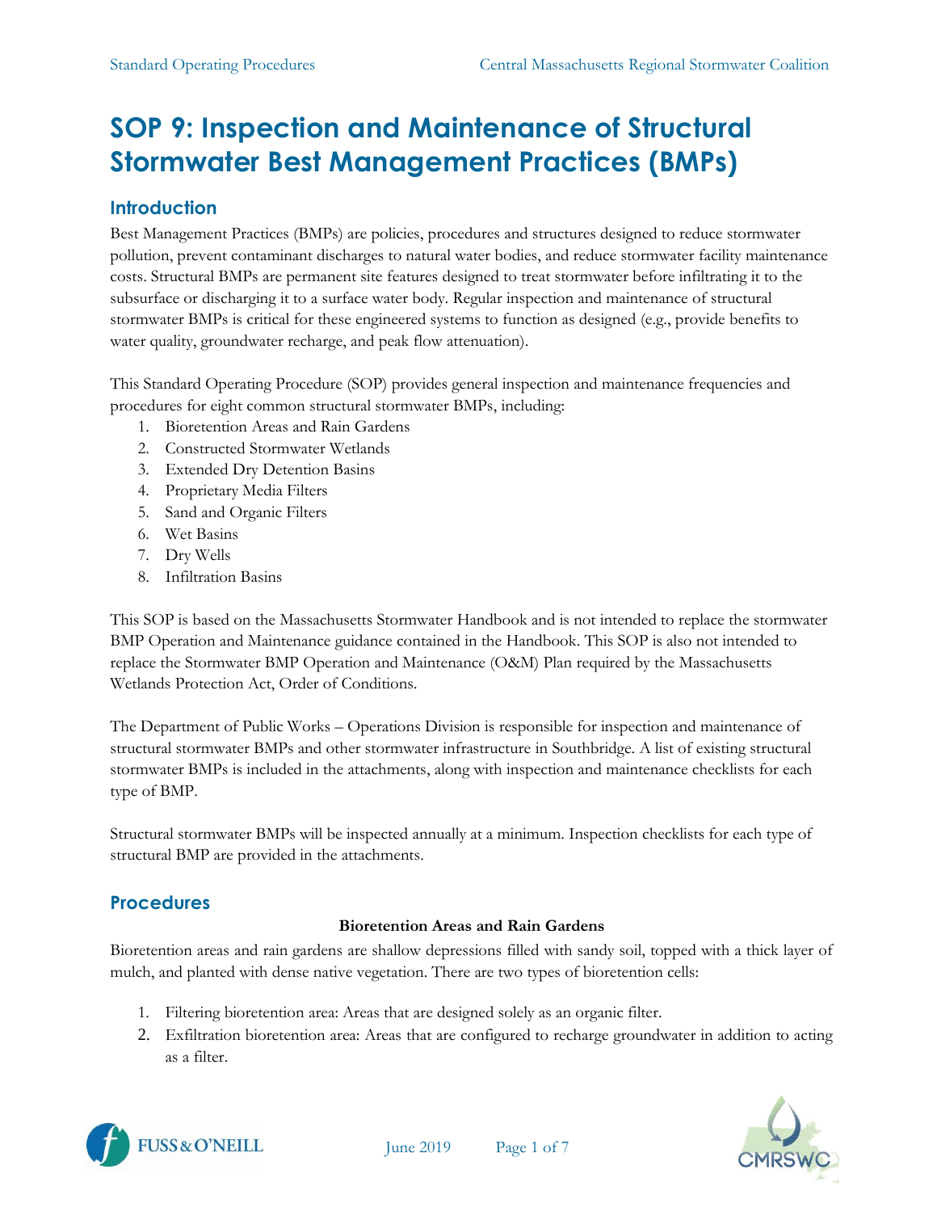# SOP 9: Inspection and Maintenance of Structural Stormwater Best Management Practices (BMPs)

## Introduction

Best Management Practices (BMPs) are policies, procedures and structures designed to reduce stormwater pollution, prevent contaminant discharges to natural water bodies, and reduce stormwater facility maintenance costs. Structural BMPs are permanent site features designed to treat stormwater before infiltrating it to the subsurface or discharging it to a surface water body. Regular inspection and maintenance of structural stormwater BMPs is critical for these engineered systems to function as designed (e.g., provide benefits to water quality, groundwater recharge, and peak flow attenuation).

This Standard Operating Procedure (SOP) provides general inspection and maintenance frequencies and procedures for eight common structural stormwater BMPs, including:

1. Bioretention Areas and Rain Gardens
2. Constructed Stormwater Wetlands
3. Extended Dry Detention Basins
4. Proprietary Media Filters
5. Sand and Organic Filters
6. Wet Basins
7. Dry Wells
8. Infiltration Basins

This SOP is based on the Massachusetts Stormwater Handbook and is not intended to replace the stormwater BMP Operation and Maintenance guidance contained in the Handbook. This SOP is also not intended to replace the Stormwater BMP Operation and Maintenance (O&M) Plan required by the Massachusetts Wetlands Protection Act, Order of Conditions.

The Department of Public Works – Operations Division is responsible for inspection and maintenance of structural stormwater BMPs and other stormwater infrastructure in Southbridge. A list of existing structural stormwater BMPs is included in the attachments, along with inspection and maintenance checklists for each type of BMP.

Structural stormwater BMPs will be inspected annually at a minimum. Inspection checklists for each type of structural BMP are provided in the attachments.

## Procedures

**Bioretention Areas and Rain Gardens**

Bioretention areas and rain gardens are shallow depressions filled with sandy soil, topped with a thick layer of mulch, and planted with dense native vegetation. There are two types of bioretention cells:

1. Filtering bioretention area: Areas that are designed solely as an organic filter.
2. Exfiltration bioretention area: Areas that are configured to recharge groundwater in addition to acting as a filter.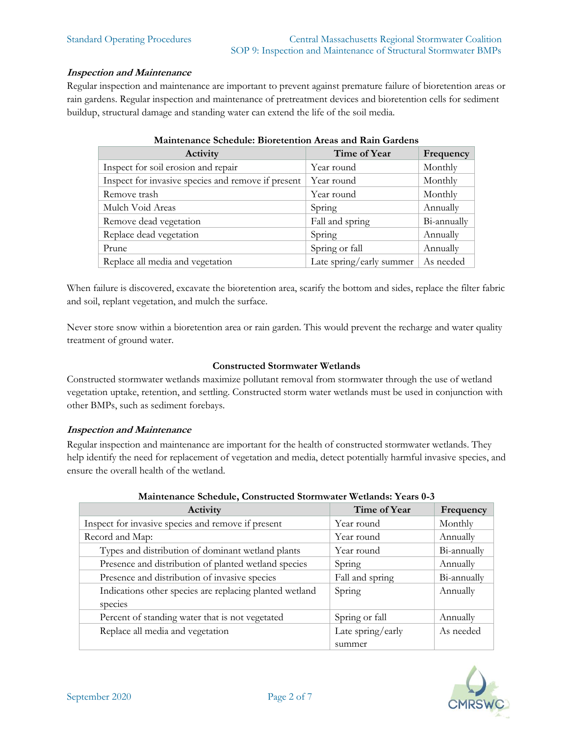***Inspection and Maintenance***

Regular inspection and maintenance are important to prevent against premature failure of bioretention areas or rain gardens. Regular inspection and maintenance of pretreatment devices and bioretention cells for sediment buildup, structural damage and standing water can extend the life of the soil media.

**Maintenance Schedule: Bioretention Areas and Rain Gardens**

| Activity | Time of Year | Frequency |
|---|---|---|
| Inspect for soil erosion and repair | Year round | Monthly |
| Inspect for invasive species and remove if present | Year round | Monthly |
| Remove trash | Year round | Monthly |
| Mulch Void Areas | Spring | Annually |
| Remove dead vegetation | Fall and spring | Bi-annually |
| Replace dead vegetation | Spring | Annually |
| Prune | Spring or fall | Annually |
| Replace all media and vegetation | Late spring/early summer | As needed |

When failure is discovered, excavate the bioretention area, scarify the bottom and sides, replace the filter fabric and soil, replant vegetation, and mulch the surface.

Never store snow within a bioretention area or rain garden. This would prevent the recharge and water quality treatment of ground water.

### Constructed Stormwater Wetlands

Constructed stormwater wetlands maximize pollutant removal from stormwater through the use of wetland vegetation uptake, retention, and settling. Constructed storm water wetlands must be used in conjunction with other BMPs, such as sediment forebays.

***Inspection and Maintenance***

Regular inspection and maintenance are important for the health of constructed stormwater wetlands. They help identify the need for replacement of vegetation and media, detect potentially harmful invasive species, and ensure the overall health of the wetland.

**Maintenance Schedule, Constructed Stormwater Wetlands: Years 0-3**

| Activity | Time of Year | Frequency |
|---|---|---|
| Inspect for invasive species and remove if present | Year round | Monthly |
| Record and Map: | Year round | Annually |
| Types and distribution of dominant wetland plants | Year round | Bi-annually |
| Presence and distribution of planted wetland species | Spring | Annually |
| Presence and distribution of invasive species | Fall and spring | Bi-annually |
| Indications other species are replacing planted wetland species | Spring | Annually |
| Percent of standing water that is not vegetated | Spring or fall | Annually |
| Replace all media and vegetation | Late spring/early summer | As needed |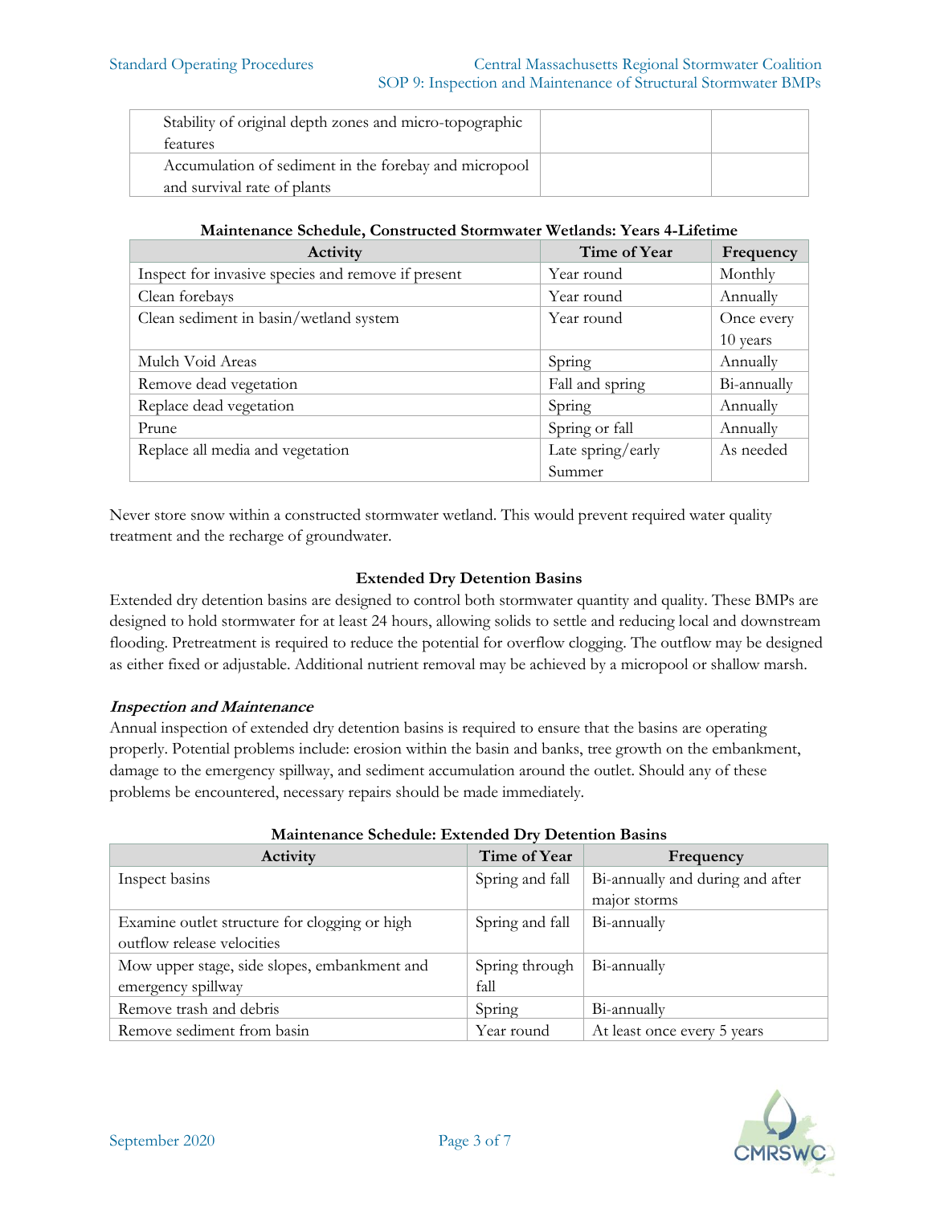| | | |
|---|---|---|
| Stability of original depth zones and micro-topographic features | | |
| Accumulation of sediment in the forebay and micropool and survival rate of plants | | |

**Maintenance Schedule, Constructed Stormwater Wetlands: Years 4-Lifetime**

| Activity | Time of Year | Frequency |
|---|---|---|
| Inspect for invasive species and remove if present | Year round | Monthly |
| Clean forebays | Year round | Annually |
| Clean sediment in basin/wetland system | Year round | Once every 10 years |
| Mulch Void Areas | Spring | Annually |
| Remove dead vegetation | Fall and spring | Bi-annually |
| Replace dead vegetation | Spring | Annually |
| Prune | Spring or fall | Annually |
| Replace all media and vegetation | Late spring/early Summer | As needed |

Never store snow within a constructed stormwater wetland. This would prevent required water quality treatment and the recharge of groundwater.

## Extended Dry Detention Basins

Extended dry detention basins are designed to control both stormwater quantity and quality. These BMPs are designed to hold stormwater for at least 24 hours, allowing solids to settle and reducing local and downstream flooding. Pretreatment is required to reduce the potential for overflow clogging. The outflow may be designed as either fixed or adjustable. Additional nutrient removal may be achieved by a micropool or shallow marsh.

### *Inspection and Maintenance*

Annual inspection of extended dry detention basins is required to ensure that the basins are operating properly. Potential problems include: erosion within the basin and banks, tree growth on the embankment, damage to the emergency spillway, and sediment accumulation around the outlet. Should any of these problems be encountered, necessary repairs should be made immediately.

**Maintenance Schedule: Extended Dry Detention Basins**

| Activity | Time of Year | Frequency |
|---|---|---|
| Inspect basins | Spring and fall | Bi-annually and during and after major storms |
| Examine outlet structure for clogging or high outflow release velocities | Spring and fall | Bi-annually |
| Mow upper stage, side slopes, embankment and emergency spillway | Spring through fall | Bi-annually |
| Remove trash and debris | Spring | Bi-annually |
| Remove sediment from basin | Year round | At least once every 5 years |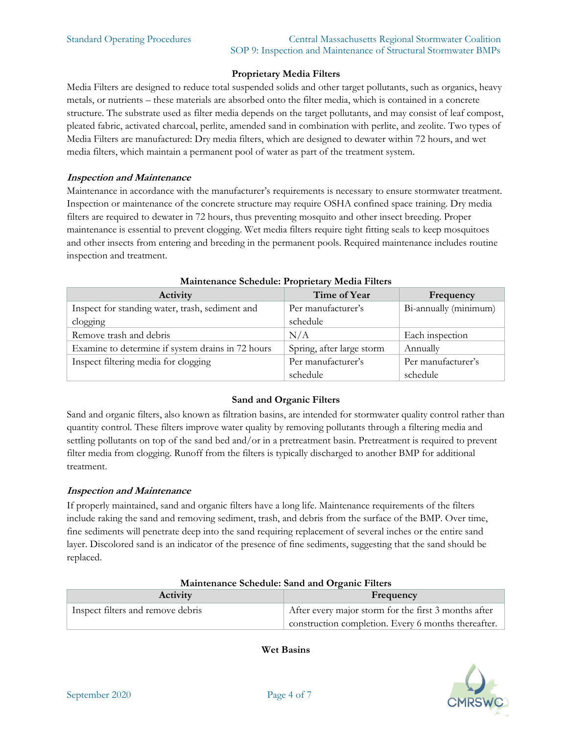### Proprietary Media Filters

Media Filters are designed to reduce total suspended solids and other target pollutants, such as organics, heavy metals, or nutrients – these materials are absorbed onto the filter media, which is contained in a concrete structure. The substrate used as filter media depends on the target pollutants, and may consist of leaf compost, pleated fabric, activated charcoal, perlite, amended sand in combination with perlite, and zeolite. Two types of Media Filters are manufactured: Dry media filters, which are designed to dewater within 72 hours, and wet media filters, which maintain a permanent pool of water as part of the treatment system.

#### *Inspection and Maintenance*

Maintenance in accordance with the manufacturer's requirements is necessary to ensure stormwater treatment. Inspection or maintenance of the concrete structure may require OSHA confined space training. Dry media filters are required to dewater in 72 hours, thus preventing mosquito and other insect breeding. Proper maintenance is essential to prevent clogging. Wet media filters require tight fitting seals to keep mosquitoes and other insects from entering and breeding in the permanent pools. Required maintenance includes routine inspection and treatment.

**Maintenance Schedule: Proprietary Media Filters**

| Activity | Time of Year | Frequency |
|---|---|---|
| Inspect for standing water, trash, sediment and clogging | Per manufacturer's schedule | Bi-annually (minimum) |
| Remove trash and debris | N/A | Each inspection |
| Examine to determine if system drains in 72 hours | Spring, after large storm | Annually |
| Inspect filtering media for clogging | Per manufacturer's schedule | Per manufacturer's schedule |

### Sand and Organic Filters

Sand and organic filters, also known as filtration basins, are intended for stormwater quality control rather than quantity control. These filters improve water quality by removing pollutants through a filtering media and settling pollutants on top of the sand bed and/or in a pretreatment basin. Pretreatment is required to prevent filter media from clogging. Runoff from the filters is typically discharged to another BMP for additional treatment.

#### *Inspection and Maintenance*

If properly maintained, sand and organic filters have a long life. Maintenance requirements of the filters include raking the sand and removing sediment, trash, and debris from the surface of the BMP. Over time, fine sediments will penetrate deep into the sand requiring replacement of several inches or the entire sand layer. Discolored sand is an indicator of the presence of fine sediments, suggesting that the sand should be replaced.

**Maintenance Schedule: Sand and Organic Filters**

| Activity | Frequency |
|---|---|
| Inspect filters and remove debris | After every major storm for the first 3 months after construction completion. Every 6 months thereafter. |

### Wet Basins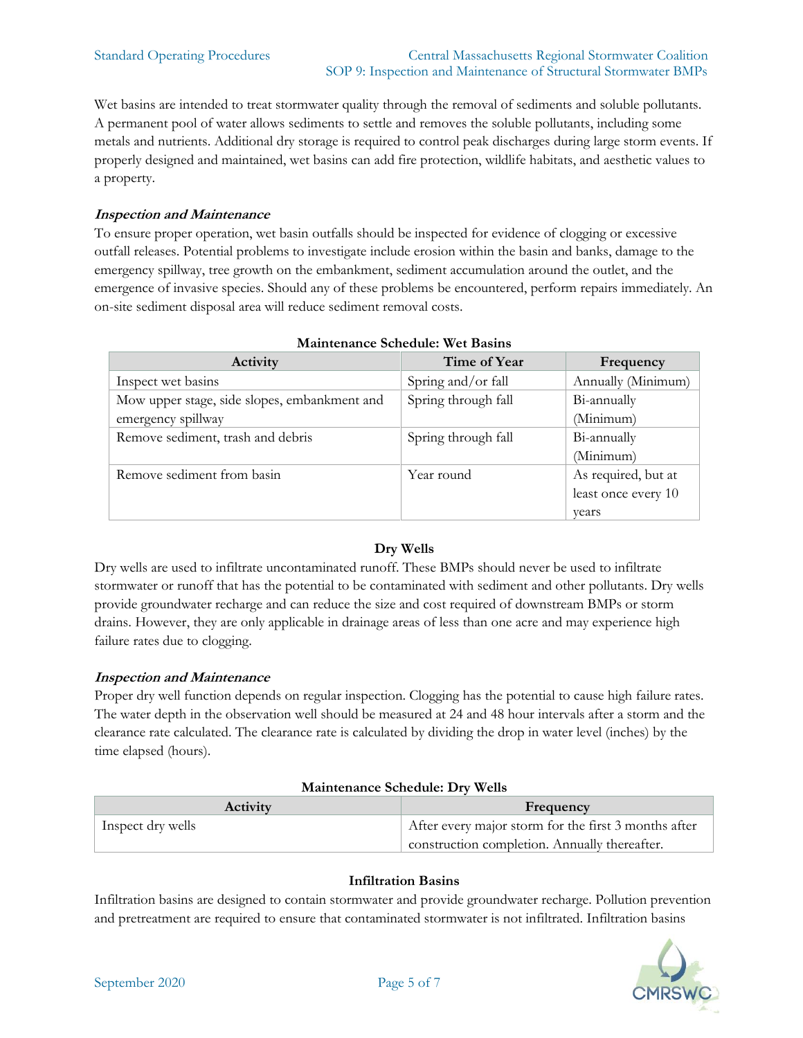Wet basins are intended to treat stormwater quality through the removal of sediments and soluble pollutants. A permanent pool of water allows sediments to settle and removes the soluble pollutants, including some metals and nutrients. Additional dry storage is required to control peak discharges during large storm events. If properly designed and maintained, wet basins can add fire protection, wildlife habitats, and aesthetic values to a property.

***Inspection and Maintenance***

To ensure proper operation, wet basin outfalls should be inspected for evidence of clogging or excessive outfall releases. Potential problems to investigate include erosion within the basin and banks, damage to the emergency spillway, tree growth on the embankment, sediment accumulation around the outlet, and the emergence of invasive species. Should any of these problems be encountered, perform repairs immediately. An on-site sediment disposal area will reduce sediment removal costs.

**Maintenance Schedule: Wet Basins**

| Activity | Time of Year | Frequency |
|---|---|---|
| Inspect wet basins | Spring and/or fall | Annually (Minimum) |
| Mow upper stage, side slopes, embankment and emergency spillway | Spring through fall | Bi-annually (Minimum) |
| Remove sediment, trash and debris | Spring through fall | Bi-annually (Minimum) |
| Remove sediment from basin | Year round | As required, but at least once every 10 years |

**Dry Wells**

Dry wells are used to infiltrate uncontaminated runoff. These BMPs should never be used to infiltrate stormwater or runoff that has the potential to be contaminated with sediment and other pollutants. Dry wells provide groundwater recharge and can reduce the size and cost required of downstream BMPs or storm drains. However, they are only applicable in drainage areas of less than one acre and may experience high failure rates due to clogging.

***Inspection and Maintenance***

Proper dry well function depends on regular inspection. Clogging has the potential to cause high failure rates. The water depth in the observation well should be measured at 24 and 48 hour intervals after a storm and the clearance rate calculated. The clearance rate is calculated by dividing the drop in water level (inches) by the time elapsed (hours).

**Maintenance Schedule: Dry Wells**

| Activity | Frequency |
|---|---|
| Inspect dry wells | After every major storm for the first 3 months after construction completion. Annually thereafter. |

**Infiltration Basins**

Infiltration basins are designed to contain stormwater and provide groundwater recharge. Pollution prevention and pretreatment are required to ensure that contaminated stormwater is not infiltrated. Infiltration basins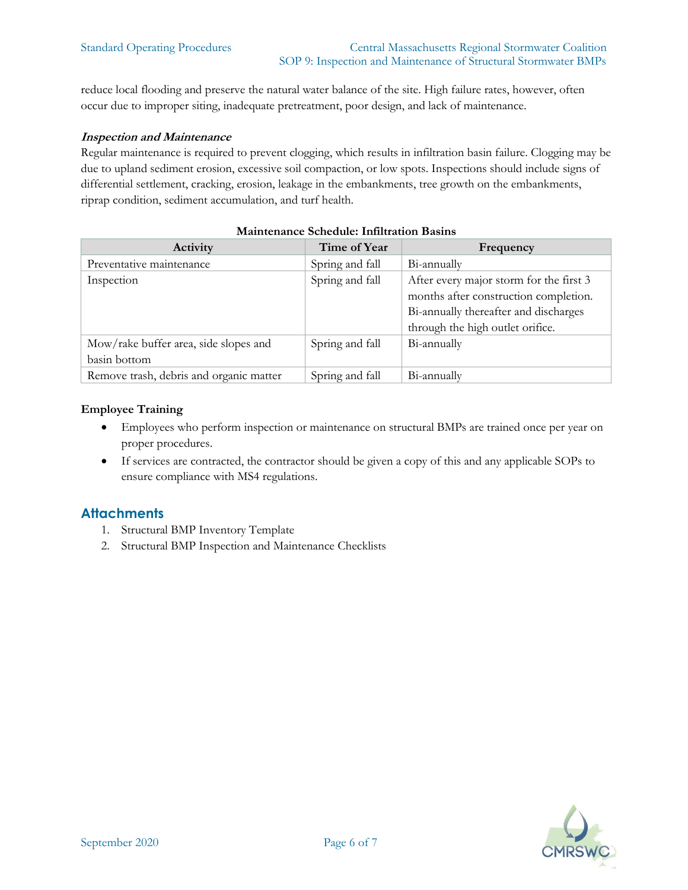reduce local flooding and preserve the natural water balance of the site. High failure rates, however, often occur due to improper siting, inadequate pretreatment, poor design, and lack of maintenance.

***Inspection and Maintenance***

Regular maintenance is required to prevent clogging, which results in infiltration basin failure. Clogging may be due to upland sediment erosion, excessive soil compaction, or low spots. Inspections should include signs of differential settlement, cracking, erosion, leakage in the embankments, tree growth on the embankments, riprap condition, sediment accumulation, and turf health.

**Maintenance Schedule: Infiltration Basins**

| Activity | Time of Year | Frequency |
|---|---|---|
| Preventative maintenance | Spring and fall | Bi-annually |
| Inspection | Spring and fall | After every major storm for the first 3 months after construction completion. Bi-annually thereafter and discharges through the high outlet orifice. |
| Mow/rake buffer area, side slopes and basin bottom | Spring and fall | Bi-annually |
| Remove trash, debris and organic matter | Spring and fall | Bi-annually |

**Employee Training**

- Employees who perform inspection or maintenance on structural BMPs are trained once per year on proper procedures.
- If services are contracted, the contractor should be given a copy of this and any applicable SOPs to ensure compliance with MS4 regulations.

## Attachments

1. Structural BMP Inventory Template
2. Structural BMP Inspection and Maintenance Checklists